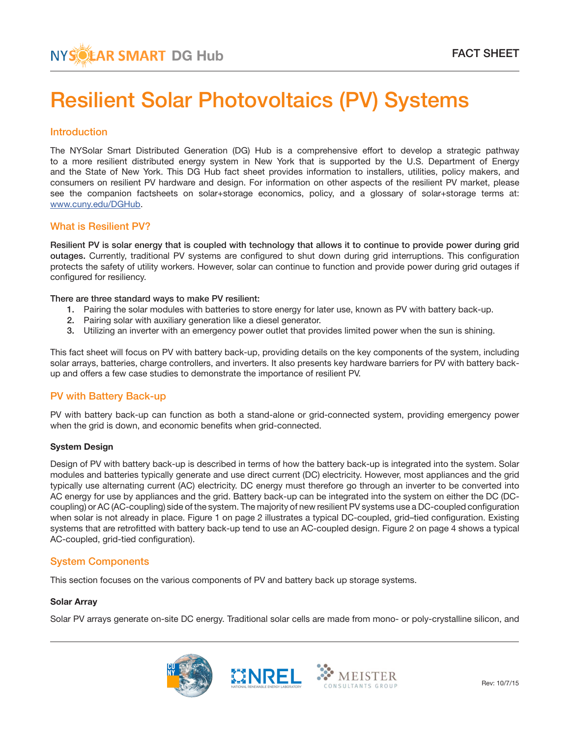NYSOLAR SMART DG Hub

FACT SHEET

# Resilient Solar Photovoltaics (PV) Systems

## Introduction

The NYSolar Smart Distributed Generation (DG) Hub is a comprehensive effort to develop a strategic pathway to a more resilient distributed energy system in New York that is supported by the U.S. Department of Energy and the State of New York. This DG Hub fact sheet provides information to installers, utilities, policy makers, and consumers on resilient PV hardware and design. For information on other aspects of the resilient PV market, please see the companion factsheets on solar+storage economics, policy, and a glossary of solar+storage terms at: [www.cuny.edu/DGHub](www.cuny.edu/DGHub).

## What is Resilient PV?

**Resilient PV is solar energy that is coupled with technology that allows it to continue to provide power during grid outages.** Currently, traditional PV systems are configured to shut down during grid interruptions. This configuration protects the safety of utility workers. However, solar can continue to function and provide power during grid outages if configured for resiliency.

**There are three standard ways to make PV resilient:**

1. Pairing the solar modules with batteries to store energy for later use, known as PV with battery back-up.
2. Pairing solar with auxiliary generation like a diesel generator.
3. Utilizing an inverter with an emergency power outlet that provides limited power when the sun is shining.

This fact sheet will focus on PV with battery back-up, providing details on the key components of the system, including solar arrays, batteries, charge controllers, and inverters. It also presents key hardware barriers for PV with battery back-up and offers a few case studies to demonstrate the importance of resilient PV.

## PV with Battery Back-up

PV with battery back-up can function as both a stand-alone or grid-connected system, providing emergency power when the grid is down, and economic benefits when grid-connected.

### System Design

Design of PV with battery back-up is described in terms of how the battery back-up is integrated into the system. Solar modules and batteries typically generate and use direct current (DC) electricity. However, most appliances and the grid typically use alternating current (AC) electricity. DC energy must therefore go through an inverter to be converted into AC energy for use by appliances and the grid. Battery back-up can be integrated into the system on either the DC (DC-coupling) or AC (AC-coupling) side of the system. The majority of new resilient PV systems use a DC-coupled configuration when solar is not already in place. Figure 1 on page 2 illustrates a typical DC-coupled, grid–tied configuration. Existing systems that are retrofitted with battery back-up tend to use an AC-coupled design. Figure 2 on page 4 shows a typical AC-coupled, grid-tied configuration).

## System Components

This section focuses on the various components of PV and battery back up storage systems.

### Solar Array

Solar PV arrays generate on-site DC energy. Traditional solar cells are made from mono- or poly-crystalline silicon, and

Rev: 10/7/15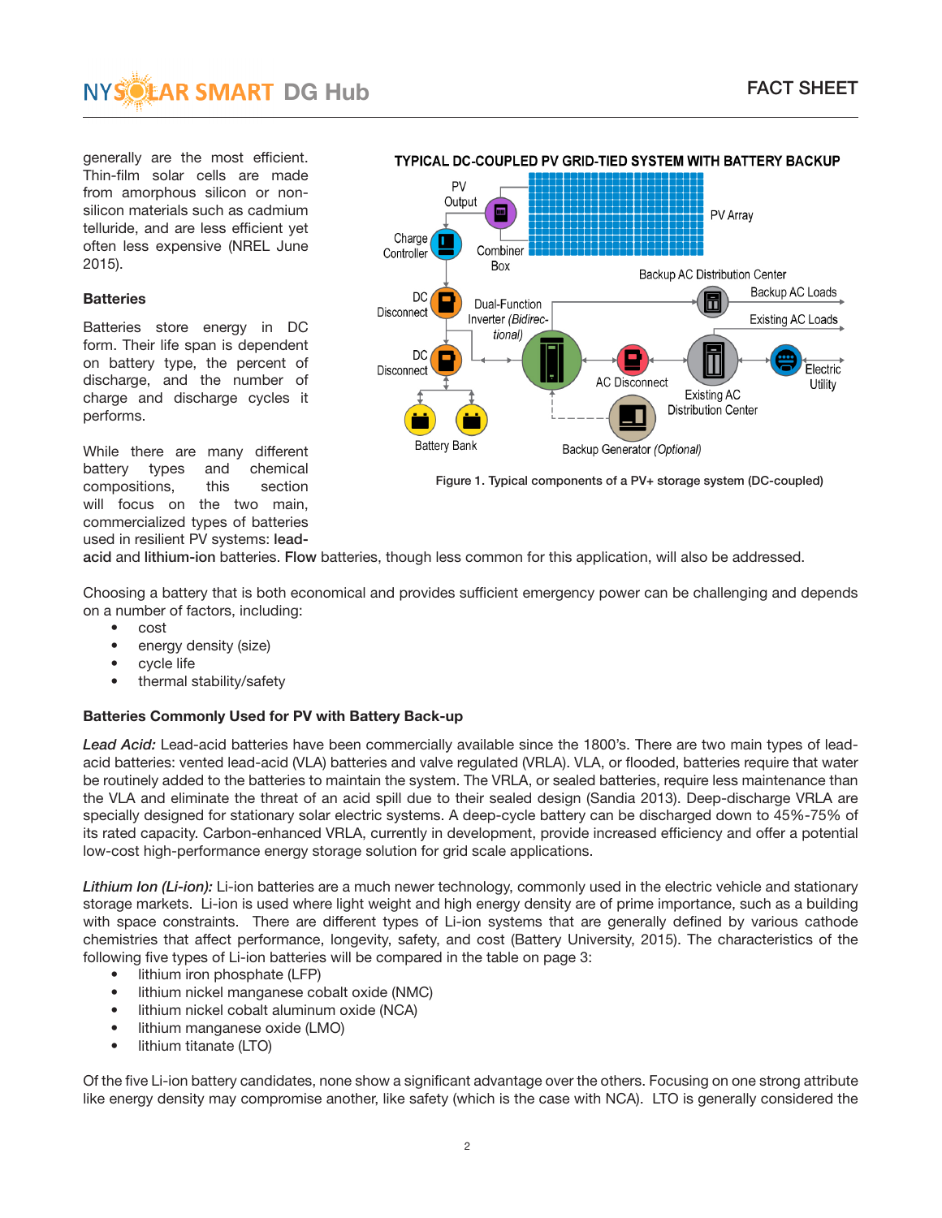generally are the most efficient. Thin-film solar cells are made from amorphous silicon or non-silicon materials such as cadmium telluride, and are less efficient yet often less expensive (NREL June 2015).

**Batteries**

Batteries store energy in DC form. Their life span is dependent on battery type, the percent of discharge, and the number of charge and discharge cycles it performs.

While there are many different battery types and chemical compositions, this section will focus on the two main, commercialized types of batteries used in resilient PV systems: **lead-acid** and **lithium-ion** batteries. **Flow** batteries, though less common for this application, will also be addressed.

TYPICAL DC-COUPLED PV GRID-TIED SYSTEM WITH BATTERY BACKUP

Figure 1. Typical components of a PV+ storage system (DC-coupled)

Choosing a battery that is both economical and provides sufficient emergency power can be challenging and depends on a number of factors, including:

- cost
- energy density (size)
- cycle life
- thermal stability/safety

**Batteries Commonly Used for PV with Battery Back-up**

***Lead Acid:*** Lead-acid batteries have been commercially available since the 1800's. There are two main types of lead-acid batteries: vented lead-acid (VLA) batteries and valve regulated (VRLA). VLA, or flooded, batteries require that water be routinely added to the batteries to maintain the system. The VRLA, or sealed batteries, require less maintenance than the VLA and eliminate the threat of an acid spill due to their sealed design (Sandia 2013). Deep-discharge VRLA are specially designed for stationary solar electric systems. A deep-cycle battery can be discharged down to 45%-75% of its rated capacity. Carbon-enhanced VRLA, currently in development, provide increased efficiency and offer a potential low-cost high-performance energy storage solution for grid scale applications.

***Lithium Ion (Li-ion):*** Li-ion batteries are a much newer technology, commonly used in the electric vehicle and stationary storage markets. Li-ion is used where light weight and high energy density are of prime importance, such as a building with space constraints. There are different types of Li-ion systems that are generally defined by various cathode chemistries that affect performance, longevity, safety, and cost (Battery University, 2015). The characteristics of the following five types of Li-ion batteries will be compared in the table on page 3:

- lithium iron phosphate (LFP)
- lithium nickel manganese cobalt oxide (NMC)
- lithium nickel cobalt aluminum oxide (NCA)
- lithium manganese oxide (LMO)
- lithium titanate (LTO)

Of the five Li-ion battery candidates, none show a significant advantage over the others. Focusing on one strong attribute like energy density may compromise another, like safety (which is the case with NCA). LTO is generally considered the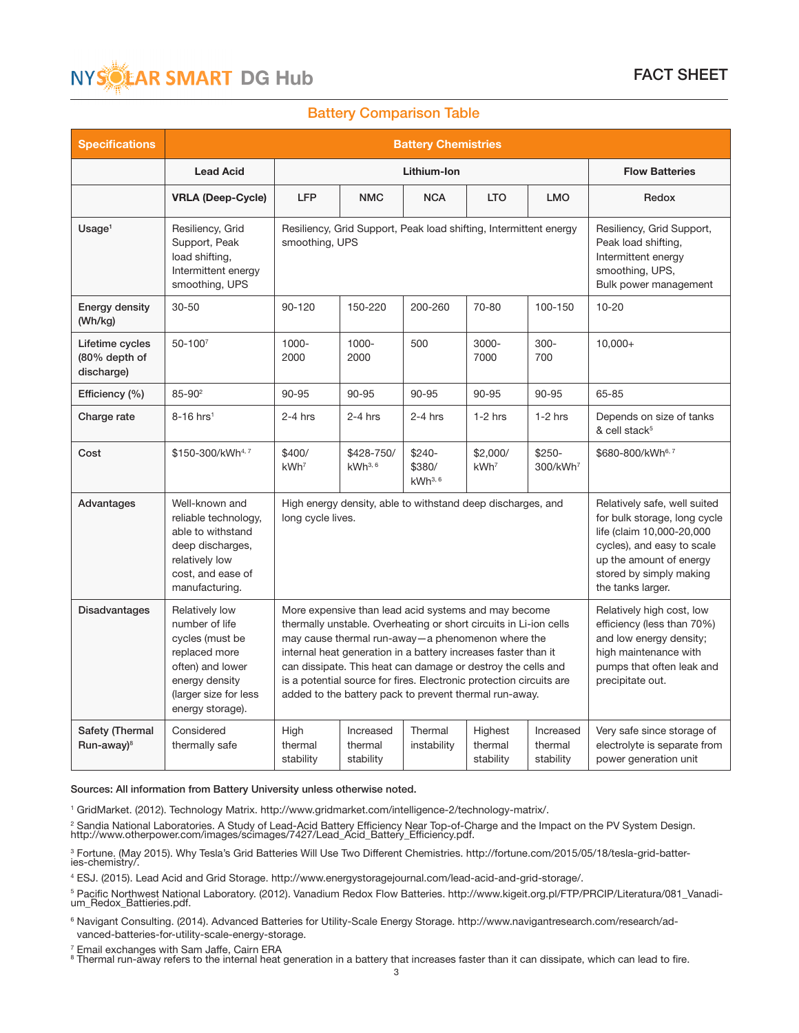NYSOLAR SMART DG Hub

FACT SHEET

## Battery Comparison Table

| Specifications | Battery Chemistries | | | | | | |
|---|---|---|---|---|---|---|---|
| | Lead Acid | Lithium-Ion | | | | | Flow Batteries |
| | VRLA (Deep-Cycle) | LFP | NMC | NCA | LTO | LMO | Redox |
| Usage[1] | Resiliency, Grid Support, Peak load shifting, Intermittent energy smoothing, UPS | Resiliency, Grid Support, Peak load shifting, Intermittent energy smoothing, UPS | | | | | Resiliency, Grid Support, Peak load shifting, Intermittent energy smoothing, UPS, Bulk power management |
| Energy density (Wh/kg) | 30-50 | 90-120 | 150-220 | 200-260 | 70-80 | 100-150 | 10-20 |
| Lifetime cycles (80% depth of discharge) | 50-100[7] | 1000-2000 | 1000-2000 | 500 | 3000-7000 | 300-700 | 10,000+ |
| Efficiency (%) | 85-90[2] | 90-95 | 90-95 | 90-95 | 90-95 | 90-95 | 65-85 |
| Charge rate | 8-16 hrs[1] | 2-4 hrs | 2-4 hrs | 2-4 hrs | 1-2 hrs | 1-2 hrs | Depends on size of tanks & cell stack[5] |
| Cost | $150-300/kWh[4, 7] | $400/kWh[7] | $428-750/kWh[3, 6] | $240-$380/kWh[3, 6] | $2,000/kWh[7] | $250-300/kWh[7] | $680-800/kWh[6, 7] |
| Advantages | Well-known and reliable technology, able to withstand deep discharges, relatively low cost, and ease of manufacturing. | High energy density, able to withstand deep discharges, and long cycle lives. | | | | | Relatively safe, well suited for bulk storage, long cycle life (claim 10,000-20,000 cycles), and easy to scale up the amount of energy stored by simply making the tanks larger. |
| Disadvantages | Relatively low number of life cycles (must be replaced more often) and lower energy density (larger size for less energy storage). | More expensive than lead acid systems and may become thermally unstable. Overheating or short circuits in Li-ion cells may cause thermal run-away—a phenomenon where the internal heat generation in a battery increases faster than it can dissipate. This heat can damage or destroy the cells and is a potential source for fires. Electronic protection circuits are added to the battery pack to prevent thermal run-away. | | | | | Relatively high cost, low efficiency (less than 70%) and low energy density; high maintenance with pumps that often leak and precipitate out. |
| Safety (Thermal Run-away)[8] | Considered thermally safe | High thermal stability | Increased thermal stability | Thermal instability | Highest thermal stability | Increased thermal stability | Very safe since storage of electrolyte is separate from power generation unit |

**Sources: All information from Battery University unless otherwise noted.**

[1] GridMarket. (2012). Technology Matrix. http://www.gridmarket.com/intelligence-2/technology-matrix/.

[2] Sandia National Laboratories. A Study of Lead-Acid Battery Efficiency Near Top-of-Charge and the Impact on the PV System Design. http://www.otherpower.com/images/scimages/7427/Lead_Acid_Battery_Efficiency.pdf.

[3] Fortune. (May 2015). Why Tesla's Grid Batteries Will Use Two Different Chemistries. http://fortune.com/2015/05/18/tesla-grid-batteries-chemistry/.

[4] ESJ. (2015). Lead Acid and Grid Storage. http://www.energystoragejournal.com/lead-acid-and-grid-storage/.

[5] Pacific Northwest National Laboratory. (2012). Vanadium Redox Flow Batteries. http://www.kigeit.org.pl/FTP/PRCIP/Literatura/081_Vanadium_Redox_Battieries.pdf.

[6] Navigant Consulting. (2014). Advanced Batteries for Utility-Scale Energy Storage. http://www.navigantresearch.com/research/advanced-batteries-for-utility-scale-energy-storage.

[7] Email exchanges with Sam Jaffe, Cairn ERA

[8] Thermal run-away refers to the internal heat generation in a battery that increases faster than it can dissipate, which can lead to fire.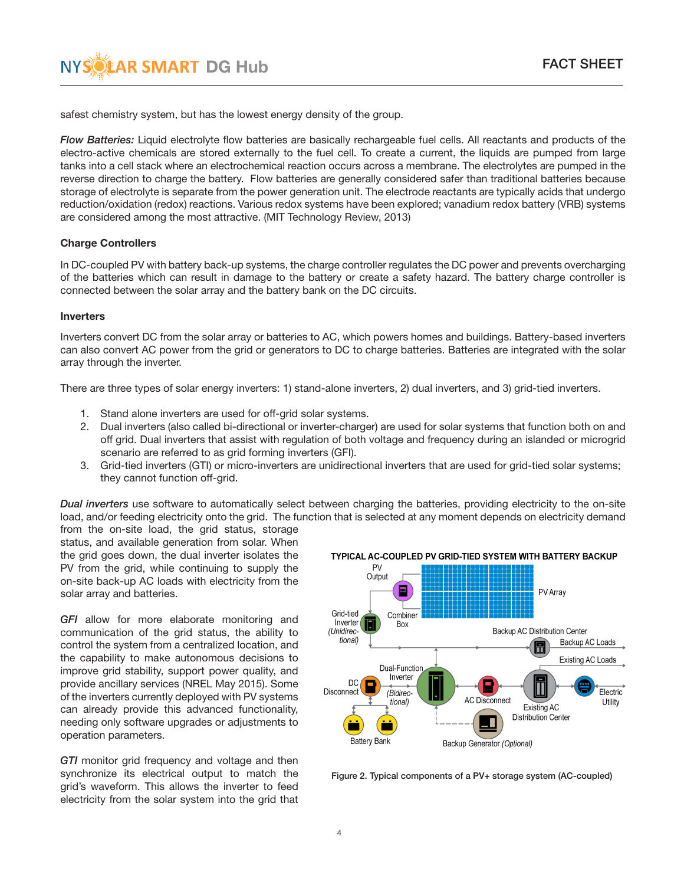safest chemistry system, but has the lowest energy density of the group.

*Flow Batteries:* Liquid electrolyte flow batteries are basically rechargeable fuel cells. All reactants and products of the electro-active chemicals are stored externally to the fuel cell. To create a current, the liquids are pumped from large tanks into a cell stack where an electrochemical reaction occurs across a membrane. The electrolytes are pumped in the reverse direction to charge the battery. Flow batteries are generally considered safer than traditional batteries because storage of electrolyte is separate from the power generation unit. The electrode reactants are typically acids that undergo reduction/oxidation (redox) reactions. Various redox systems have been explored; vanadium redox battery (VRB) systems are considered among the most attractive. (MIT Technology Review, 2013)

### Charge Controllers

In DC-coupled PV with battery back-up systems, the charge controller regulates the DC power and prevents overcharging of the batteries which can result in damage to the battery or create a safety hazard. The battery charge controller is connected between the solar array and the battery bank on the DC circuits.

### Inverters

Inverters convert DC from the solar array or batteries to AC, which powers homes and buildings. Battery-based inverters can also convert AC power from the grid or generators to DC to charge batteries. Batteries are integrated with the solar array through the inverter.

There are three types of solar energy inverters: 1) stand-alone inverters, 2) dual inverters, and 3) grid-tied inverters.

1. Stand alone inverters are used for off-grid solar systems.
2. Dual inverters (also called bi-directional or inverter-charger) are used for solar systems that function both on and off grid. Dual inverters that assist with regulation of both voltage and frequency during an islanded or microgrid scenario are referred to as grid forming inverters (GFI).
3. Grid-tied inverters (GTI) or micro-inverters are unidirectional inverters that are used for grid-tied solar systems; they cannot function off-grid.

***Dual inverters*** use software to automatically select between charging the batteries, providing electricity to the on-site load, and/or feeding electricity onto the grid. The function that is selected at any moment depends on electricity demand from the on-site load, the grid status, storage status, and available generation from solar. When the grid goes down, the dual inverter isolates the PV from the grid, while continuing to supply the on-site back-up AC loads with electricity from the solar array and batteries.

***GFI*** allow for more elaborate monitoring and communication of the grid status, the ability to control the system from a centralized location, and the capability to make autonomous decisions to improve grid stability, support power quality, and provide ancillary services (NREL May 2015). Some of the inverters currently deployed with PV systems can already provide this advanced functionality, needing only software upgrades or adjustments to operation parameters.

***GTI*** monitor grid frequency and voltage and then synchronize its electrical output to match the grid's waveform. This allows the inverter to feed electricity from the solar system into the grid that

**TYPICAL AC-COUPLED PV GRID-TIED SYSTEM WITH BATTERY BACKUP**

Figure 2. Typical components of a PV+ storage system (AC-coupled)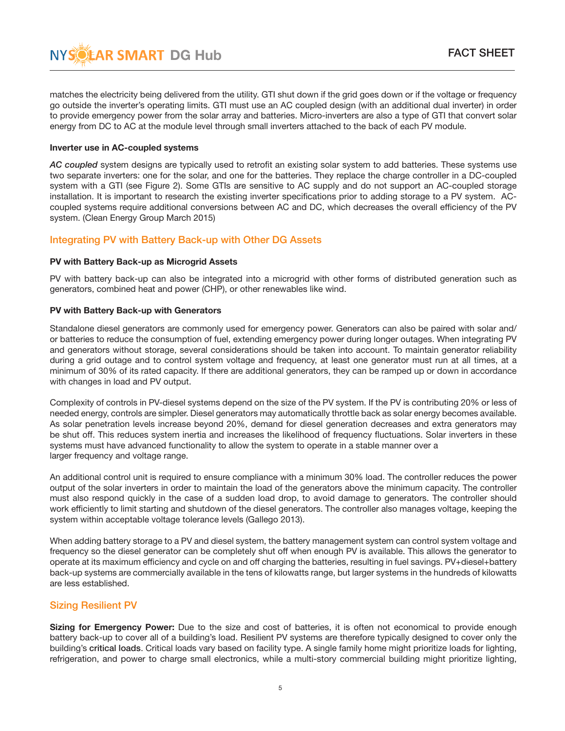matches the electricity being delivered from the utility. GTI shut down if the grid goes down or if the voltage or frequency go outside the inverter's operating limits. GTI must use an AC coupled design (with an additional dual inverter) in order to provide emergency power from the solar array and batteries. Micro-inverters are also a type of GTI that convert solar energy from DC to AC at the module level through small inverters attached to the back of each PV module.

#### Inverter use in AC-coupled systems

*AC coupled* system designs are typically used to retrofit an existing solar system to add batteries. These systems use two separate inverters: one for the solar, and one for the batteries. They replace the charge controller in a DC-coupled system with a GTI (see Figure 2). Some GTIs are sensitive to AC supply and do not support an AC-coupled storage installation. It is important to research the existing inverter specifications prior to adding storage to a PV system. AC-coupled systems require additional conversions between AC and DC, which decreases the overall efficiency of the PV system. (Clean Energy Group March 2015)

## Integrating PV with Battery Back-up with Other DG Assets

#### PV with Battery Back-up as Microgrid Assets

PV with battery back-up can also be integrated into a microgrid with other forms of distributed generation such as generators, combined heat and power (CHP), or other renewables like wind.

#### PV with Battery Back-up with Generators

Standalone diesel generators are commonly used for emergency power. Generators can also be paired with solar and/or batteries to reduce the consumption of fuel, extending emergency power during longer outages. When integrating PV and generators without storage, several considerations should be taken into account. To maintain generator reliability during a grid outage and to control system voltage and frequency, at least one generator must run at all times, at a minimum of 30% of its rated capacity. If there are additional generators, they can be ramped up or down in accordance with changes in load and PV output.

Complexity of controls in PV-diesel systems depend on the size of the PV system. If the PV is contributing 20% or less of needed energy, controls are simpler. Diesel generators may automatically throttle back as solar energy becomes available. As solar penetration levels increase beyond 20%, demand for diesel generation decreases and extra generators may be shut off. This reduces system inertia and increases the likelihood of frequency fluctuations. Solar inverters in these systems must have advanced functionality to allow the system to operate in a stable manner over a larger frequency and voltage range.

An additional control unit is required to ensure compliance with a minimum 30% load. The controller reduces the power output of the solar inverters in order to maintain the load of the generators above the minimum capacity. The controller must also respond quickly in the case of a sudden load drop, to avoid damage to generators. The controller should work efficiently to limit starting and shutdown of the diesel generators. The controller also manages voltage, keeping the system within acceptable voltage tolerance levels (Gallego 2013).

When adding battery storage to a PV and diesel system, the battery management system can control system voltage and frequency so the diesel generator can be completely shut off when enough PV is available. This allows the generator to operate at its maximum efficiency and cycle on and off charging the batteries, resulting in fuel savings. PV+diesel+battery back-up systems are commercially available in the tens of kilowatts range, but larger systems in the hundreds of kilowatts are less established.

## Sizing Resilient PV

**Sizing for Emergency Power:** Due to the size and cost of batteries, it is often not economical to provide enough battery back-up to cover all of a building's load. Resilient PV systems are therefore typically designed to cover only the building's **critical loads**. Critical loads vary based on facility type. A single family home might prioritize loads for lighting, refrigeration, and power to charge small electronics, while a multi-story commercial building might prioritize lighting,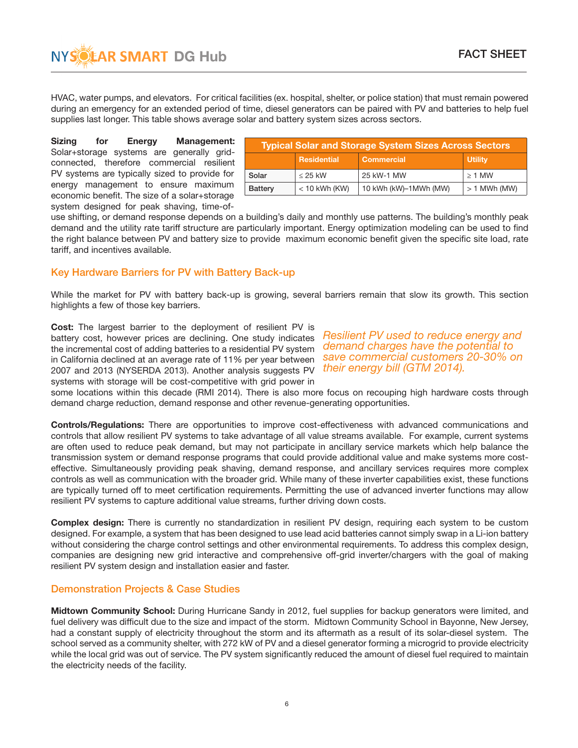HVAC, water pumps, and elevators. For critical facilities (ex. hospital, shelter, or police station) that must remain powered during an emergency for an extended period of time, diesel generators can be paired with PV and batteries to help fuel supplies last longer. This table shows average solar and battery system sizes across sectors.

**Sizing for Energy Management:** Solar+storage systems are generally grid-connected, therefore commercial resilient PV systems are typically sized to provide for energy management to ensure maximum economic benefit. The size of a solar+storage system designed for peak shaving, time-of-use shifting, or demand response depends on a building's daily and monthly use patterns. The building's monthly peak demand and the utility rate tariff structure are particularly important. Energy optimization modeling can be used to find the right balance between PV and battery size to provide maximum economic benefit given the specific site load, rate tariff, and incentives available.

| Typical Solar and Storage System Sizes Across Sectors | | | |
|---|---|---|---|
| | Residential | Commercial | Utility |
| Solar | ≤ 25 kW | 25 kW-1 MW | ≥ 1 MW |
| Battery | < 10 kWh (KW) | 10 kWh (kW)–1MWh (MW) | > 1 MWh (MW) |

## Key Hardware Barriers for PV with Battery Back-up

While the market for PV with battery back-up is growing, several barriers remain that slow its growth. This section highlights a few of those key barriers.

**Cost:** The largest barrier to the deployment of resilient PV is battery cost, however prices are declining. One study indicates the incremental cost of adding batteries to a residential PV system in California declined at an average rate of 11% per year between 2007 and 2013 (NYSERDA 2013). Another analysis suggests PV systems with storage will be cost-competitive with grid power in some locations within this decade (RMI 2014). There is also more focus on recouping high hardware costs through demand charge reduction, demand response and other revenue-generating opportunities.

*Resilient PV used to reduce energy and demand charges have the potential to save commercial customers 20-30% on their energy bill (GTM 2014).*

**Controls/Regulations:** There are opportunities to improve cost-effectiveness with advanced communications and controls that allow resilient PV systems to take advantage of all value streams available. For example, current systems are often used to reduce peak demand, but may not participate in ancillary service markets which help balance the transmission system or demand response programs that could provide additional value and make systems more cost-effective. Simultaneously providing peak shaving, demand response, and ancillary services requires more complex controls as well as communication with the broader grid. While many of these inverter capabilities exist, these functions are typically turned off to meet certification requirements. Permitting the use of advanced inverter functions may allow resilient PV systems to capture additional value streams, further driving down costs.

**Complex design:** There is currently no standardization in resilient PV design, requiring each system to be custom designed. For example, a system that has been designed to use lead acid batteries cannot simply swap in a Li-ion battery without considering the charge control settings and other environmental requirements. To address this complex design, companies are designing new grid interactive and comprehensive off-grid inverter/chargers with the goal of making resilient PV system design and installation easier and faster.

## Demonstration Projects & Case Studies

**Midtown Community School:** During Hurricane Sandy in 2012, fuel supplies for backup generators were limited, and fuel delivery was difficult due to the size and impact of the storm. Midtown Community School in Bayonne, New Jersey, had a constant supply of electricity throughout the storm and its aftermath as a result of its solar-diesel system. The school served as a community shelter, with 272 kW of PV and a diesel generator forming a microgrid to provide electricity while the local grid was out of service. The PV system significantly reduced the amount of diesel fuel required to maintain the electricity needs of the facility.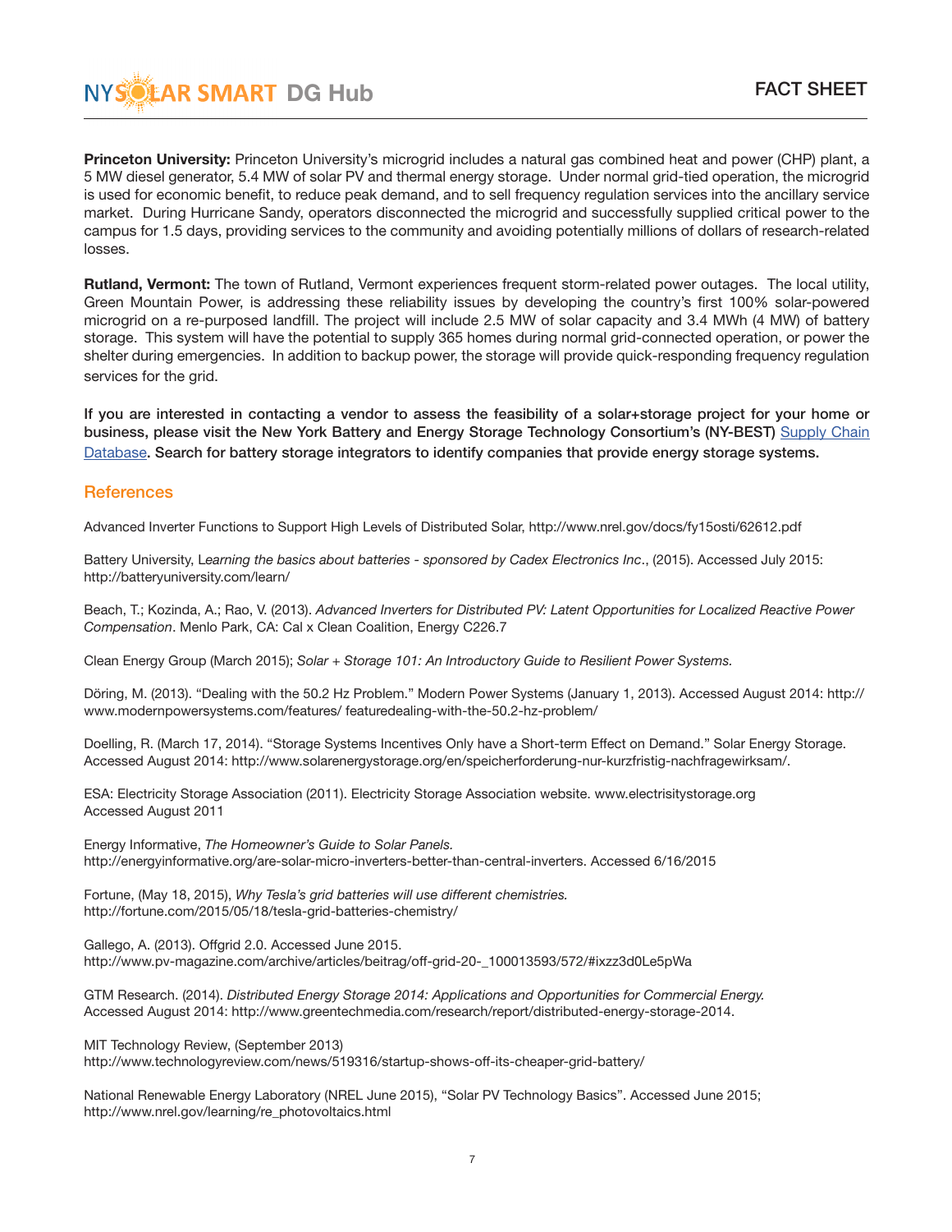**Princeton University:** Princeton University's microgrid includes a natural gas combined heat and power (CHP) plant, a 5 MW diesel generator, 5.4 MW of solar PV and thermal energy storage. Under normal grid-tied operation, the microgrid is used for economic benefit, to reduce peak demand, and to sell frequency regulation services into the ancillary service market. During Hurricane Sandy, operators disconnected the microgrid and successfully supplied critical power to the campus for 1.5 days, providing services to the community and avoiding potentially millions of dollars of research-related losses.

**Rutland, Vermont:** The town of Rutland, Vermont experiences frequent storm-related power outages. The local utility, Green Mountain Power, is addressing these reliability issues by developing the country's first 100% solar-powered microgrid on a re-purposed landfill. The project will include 2.5 MW of solar capacity and 3.4 MWh (4 MW) of battery storage. This system will have the potential to supply 365 homes during normal grid-connected operation, or power the shelter during emergencies. In addition to backup power, the storage will provide quick-responding frequency regulation services for the grid.

**If you are interested in contacting a vendor to assess the feasibility of a solar+storage project for your home or business, please visit the New York Battery and Energy Storage Technology Consortium's (NY-BEST)** Supply Chain Database**. Search for battery storage integrators to identify companies that provide energy storage systems.**

## References

Advanced Inverter Functions to Support High Levels of Distributed Solar, http://www.nrel.gov/docs/fy15osti/62612.pdf

Battery University, L*earning the basics about batteries - sponsored by Cadex Electronics Inc*., (2015). Accessed July 2015: http://batteryuniversity.com/learn/

Beach, T.; Kozinda, A.; Rao, V. (2013). *Advanced Inverters for Distributed PV: Latent Opportunities for Localized Reactive Power Compensation*. Menlo Park, CA: Cal x Clean Coalition, Energy C226.7

Clean Energy Group (March 2015); *Solar + Storage 101: An Introductory Guide to Resilient Power Systems.*

Döring, M. (2013). "Dealing with the 50.2 Hz Problem." Modern Power Systems (January 1, 2013). Accessed August 2014: http://www.modernpowersystems.com/features/ featuredealing-with-the-50.2-hz-problem/

Doelling, R. (March 17, 2014). "Storage Systems Incentives Only have a Short-term Effect on Demand." Solar Energy Storage. Accessed August 2014: http://www.solarenergystorage.org/en/speicherforderung-nur-kurzfristig-nachfragewirksam/.

ESA: Electricity Storage Association (2011). Electricity Storage Association website. www.electrisitystorage.org Accessed August 2011

Energy Informative, *The Homeowner's Guide to Solar Panels.* http://energyinformative.org/are-solar-micro-inverters-better-than-central-inverters. Accessed 6/16/2015

Fortune, (May 18, 2015), *Why Tesla's grid batteries will use different chemistries.* http://fortune.com/2015/05/18/tesla-grid-batteries-chemistry/

Gallego, A. (2013). Offgrid 2.0. Accessed June 2015. http://www.pv-magazine.com/archive/articles/beitrag/off-grid-20-_100013593/572/#ixzz3d0Le5pWa

GTM Research. (2014). *Distributed Energy Storage 2014: Applications and Opportunities for Commercial Energy.* Accessed August 2014: http://www.greentechmedia.com/research/report/distributed-energy-storage-2014.

MIT Technology Review, (September 2013) http://www.technologyreview.com/news/519316/startup-shows-off-its-cheaper-grid-battery/

National Renewable Energy Laboratory (NREL June 2015), "Solar PV Technology Basics". Accessed June 2015; http://www.nrel.gov/learning/re_photovoltaics.html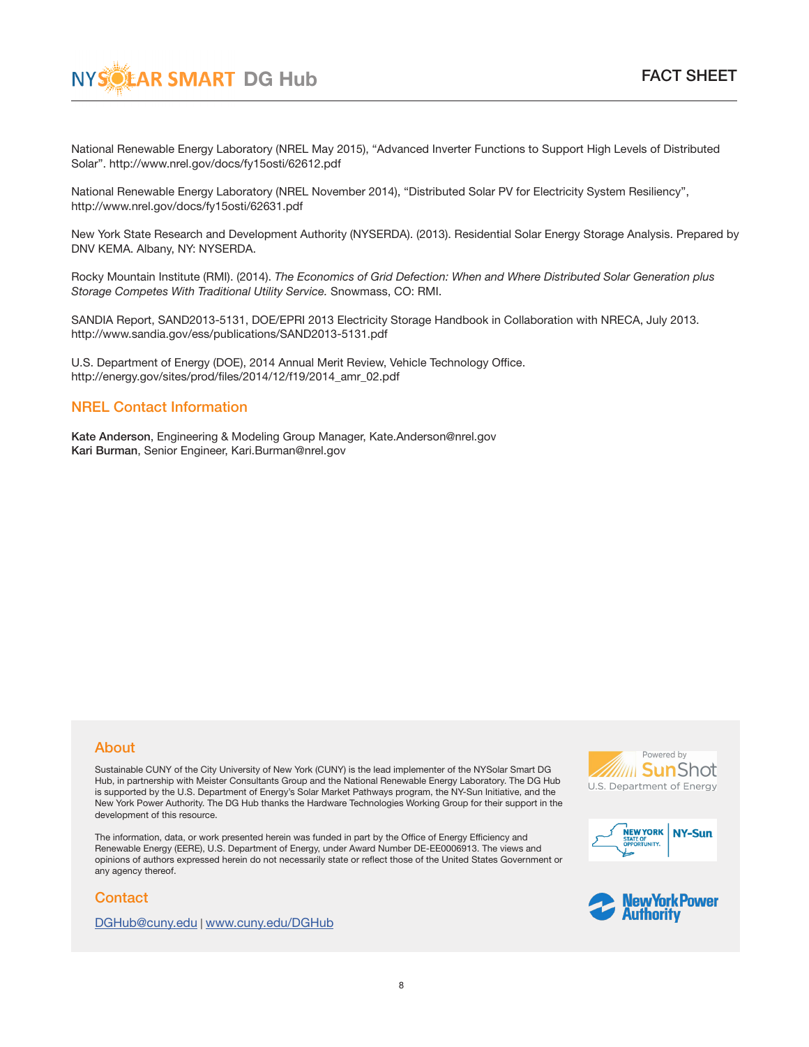National Renewable Energy Laboratory (NREL May 2015), "Advanced Inverter Functions to Support High Levels of Distributed Solar". http://www.nrel.gov/docs/fy15osti/62612.pdf

National Renewable Energy Laboratory (NREL November 2014), "Distributed Solar PV for Electricity System Resiliency", http://www.nrel.gov/docs/fy15osti/62631.pdf

New York State Research and Development Authority (NYSERDA). (2013). Residential Solar Energy Storage Analysis. Prepared by DNV KEMA. Albany, NY: NYSERDA.

Rocky Mountain Institute (RMI). (2014). *The Economics of Grid Defection: When and Where Distributed Solar Generation plus Storage Competes With Traditional Utility Service.* Snowmass, CO: RMI.

SANDIA Report, SAND2013-5131, DOE/EPRI 2013 Electricity Storage Handbook in Collaboration with NRECA, July 2013. http://www.sandia.gov/ess/publications/SAND2013-5131.pdf

U.S. Department of Energy (DOE), 2014 Annual Merit Review, Vehicle Technology Office. http://energy.gov/sites/prod/files/2014/12/f19/2014_amr_02.pdf

## NREL Contact Information

**Kate Anderson**, Engineering & Modeling Group Manager, Kate.Anderson@nrel.gov
**Kari Burman**, Senior Engineer, Kari.Burman@nrel.gov

## About

Sustainable CUNY of the City University of New York (CUNY) is the lead implementer of the NYSolar Smart DG Hub, in partnership with Meister Consultants Group and the National Renewable Energy Laboratory. The DG Hub is supported by the U.S. Department of Energy's Solar Market Pathways program, the NY-Sun Initiative, and the New York Power Authority. The DG Hub thanks the Hardware Technologies Working Group for their support in the development of this resource.

The information, data, or work presented herein was funded in part by the Office of Energy Efficiency and Renewable Energy (EERE), U.S. Department of Energy, under Award Number DE-EE0006913. The views and opinions of authors expressed herein do not necessarily state or reflect those of the United States Government or any agency thereof.

## Contact

DGHub@cuny.edu | www.cuny.edu/DGHub